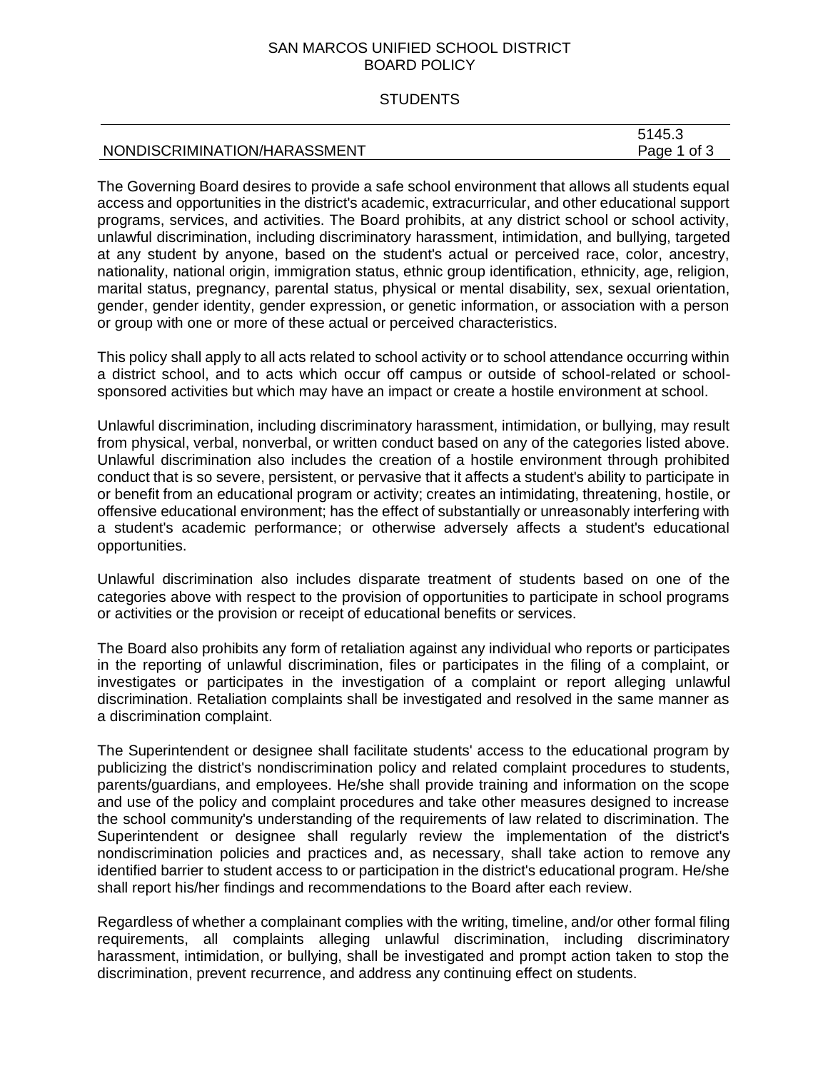# SAN MARCOS UNIFIED SCHOOL DISTRICT
## BOARD POLICY

### STUDENTS

**NONDISCRIMINATION/HARASSMENT** 5145.3

The Governing Board desires to provide a safe school environment that allows all students equal access and opportunities in the district's academic, extracurricular, and other educational support programs, services, and activities. The Board prohibits, at any district school or school activity, unlawful discrimination, including discriminatory harassment, intimidation, and bullying, targeted at any student by anyone, based on the student's actual or perceived race, color, ancestry, nationality, national origin, immigration status, ethnic group identification, ethnicity, age, religion, marital status, pregnancy, parental status, physical or mental disability, sex, sexual orientation, gender, gender identity, gender expression, or genetic information, or association with a person or group with one or more of these actual or perceived characteristics.

This policy shall apply to all acts related to school activity or to school attendance occurring within a district school, and to acts which occur off campus or outside of school-related or school-sponsored activities but which may have an impact or create a hostile environment at school.

Unlawful discrimination, including discriminatory harassment, intimidation, or bullying, may result from physical, verbal, nonverbal, or written conduct based on any of the categories listed above. Unlawful discrimination also includes the creation of a hostile environment through prohibited conduct that is so severe, persistent, or pervasive that it affects a student's ability to participate in or benefit from an educational program or activity; creates an intimidating, threatening, hostile, or offensive educational environment; has the effect of substantially or unreasonably interfering with a student's academic performance; or otherwise adversely affects a student's educational opportunities.

Unlawful discrimination also includes disparate treatment of students based on one of the categories above with respect to the provision of opportunities to participate in school programs or activities or the provision or receipt of educational benefits or services.

The Board also prohibits any form of retaliation against any individual who reports or participates in the reporting of unlawful discrimination, files or participates in the filing of a complaint, or investigates or participates in the investigation of a complaint or report alleging unlawful discrimination. Retaliation complaints shall be investigated and resolved in the same manner as a discrimination complaint.

The Superintendent or designee shall facilitate students' access to the educational program by publicizing the district's nondiscrimination policy and related complaint procedures to students, parents/guardians, and employees. He/she shall provide training and information on the scope and use of the policy and complaint procedures and take other measures designed to increase the school community's understanding of the requirements of law related to discrimination. The Superintendent or designee shall regularly review the implementation of the district's nondiscrimination policies and practices and, as necessary, shall take action to remove any identified barrier to student access to or participation in the district's educational program. He/she shall report his/her findings and recommendations to the Board after each review.

Regardless of whether a complainant complies with the writing, timeline, and/or other formal filing requirements, all complaints alleging unlawful discrimination, including discriminatory harassment, intimidation, or bullying, shall be investigated and prompt action taken to stop the discrimination, prevent recurrence, and address any continuing effect on students.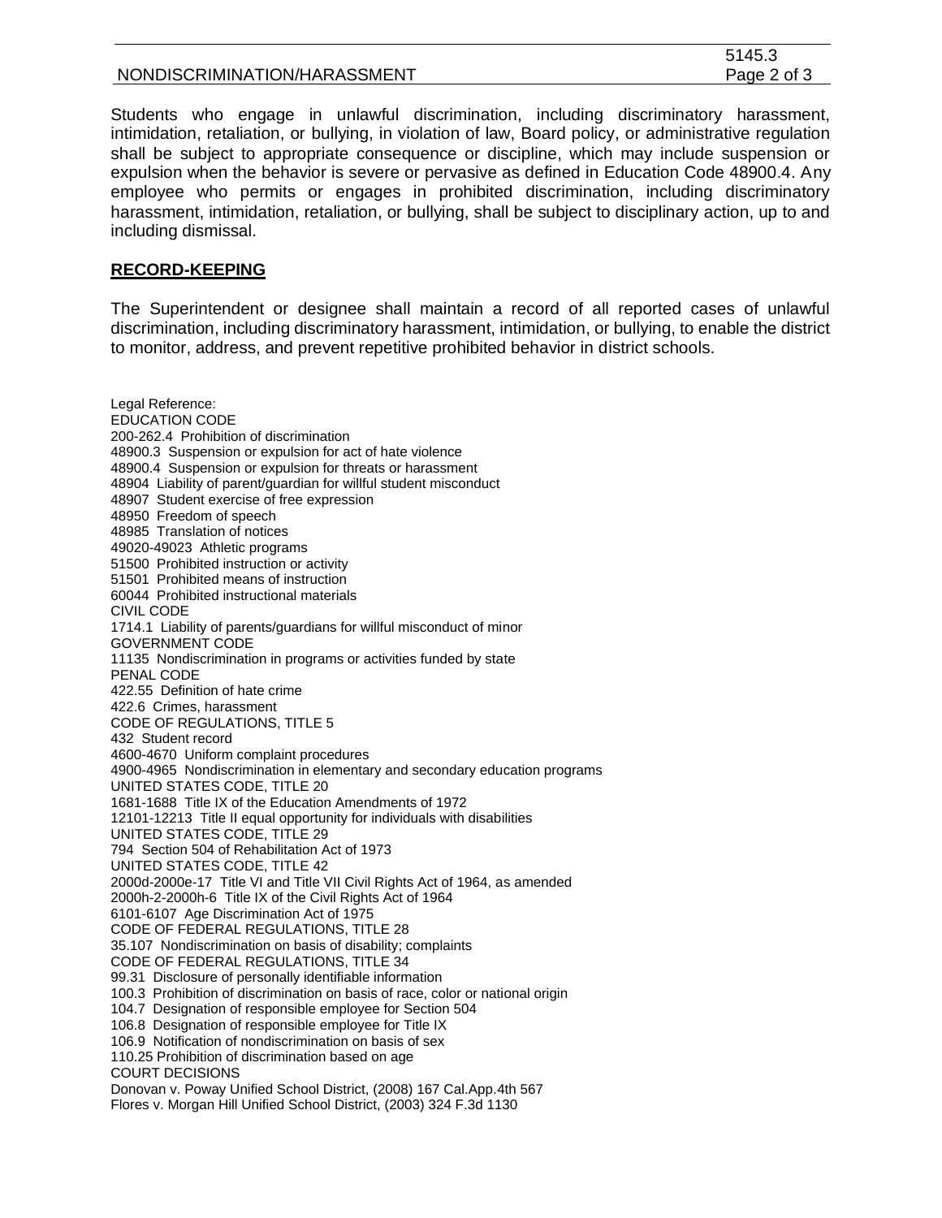Students who engage in unlawful discrimination, including discriminatory harassment, intimidation, retaliation, or bullying, in violation of law, Board policy, or administrative regulation shall be subject to appropriate consequence or discipline, which may include suspension or expulsion when the behavior is severe or pervasive as defined in Education Code 48900.4. Any employee who permits or engages in prohibited discrimination, including discriminatory harassment, intimidation, retaliation, or bullying, shall be subject to disciplinary action, up to and including dismissal.

## RECORD-KEEPING

The Superintendent or designee shall maintain a record of all reported cases of unlawful discrimination, including discriminatory harassment, intimidation, or bullying, to enable the district to monitor, address, and prevent repetitive prohibited behavior in district schools.

Legal Reference:
EDUCATION CODE
200-262.4 Prohibition of discrimination
48900.3 Suspension or expulsion for act of hate violence
48900.4 Suspension or expulsion for threats or harassment
48904 Liability of parent/guardian for willful student misconduct
48907 Student exercise of free expression
48950 Freedom of speech
48985 Translation of notices
49020-49023 Athletic programs
51500 Prohibited instruction or activity
51501 Prohibited means of instruction
60044 Prohibited instructional materials
CIVIL CODE
1714.1 Liability of parents/guardians for willful misconduct of minor
GOVERNMENT CODE
11135 Nondiscrimination in programs or activities funded by state
PENAL CODE
422.55 Definition of hate crime
422.6 Crimes, harassment
CODE OF REGULATIONS, TITLE 5
432 Student record
4600-4670 Uniform complaint procedures
4900-4965 Nondiscrimination in elementary and secondary education programs
UNITED STATES CODE, TITLE 20
1681-1688 Title IX of the Education Amendments of 1972
12101-12213 Title II equal opportunity for individuals with disabilities
UNITED STATES CODE, TITLE 29
794 Section 504 of Rehabilitation Act of 1973
UNITED STATES CODE, TITLE 42
2000d-2000e-17 Title VI and Title VII Civil Rights Act of 1964, as amended
2000h-2-2000h-6 Title IX of the Civil Rights Act of 1964
6101-6107 Age Discrimination Act of 1975
CODE OF FEDERAL REGULATIONS, TITLE 28
35.107 Nondiscrimination on basis of disability; complaints
CODE OF FEDERAL REGULATIONS, TITLE 34
99.31 Disclosure of personally identifiable information
100.3 Prohibition of discrimination on basis of race, color or national origin
104.7 Designation of responsible employee for Section 504
106.8 Designation of responsible employee for Title IX
106.9 Notification of nondiscrimination on basis of sex
110.25 Prohibition of discrimination based on age
COURT DECISIONS
Donovan v. Poway Unified School District, (2008) 167 Cal.App.4th 567
Flores v. Morgan Hill Unified School District, (2003) 324 F.3d 1130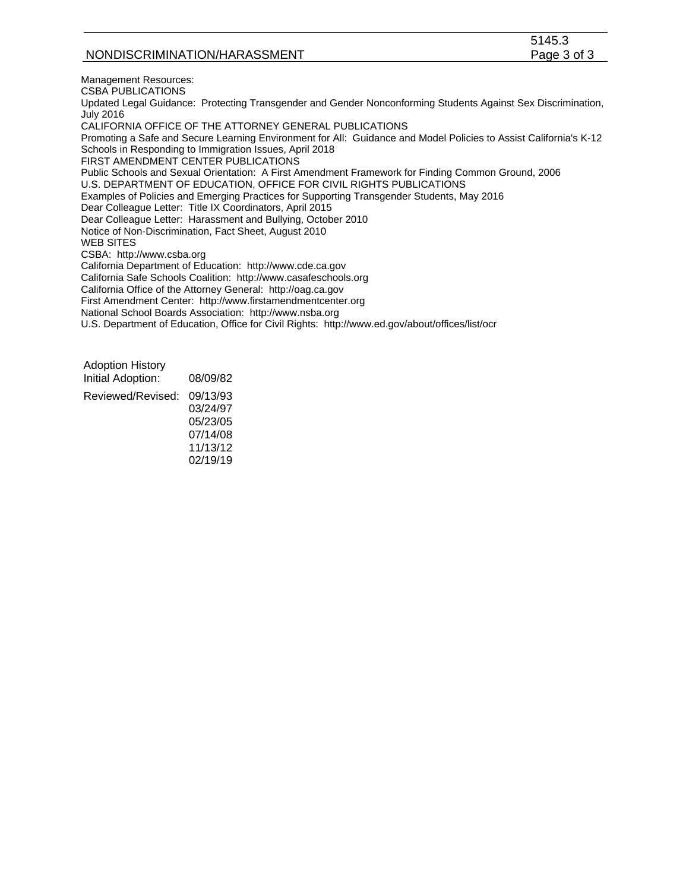Management Resources:

CSBA PUBLICATIONS

Updated Legal Guidance: Protecting Transgender and Gender Nonconforming Students Against Sex Discrimination, July 2016

CALIFORNIA OFFICE OF THE ATTORNEY GENERAL PUBLICATIONS

Promoting a Safe and Secure Learning Environment for All: Guidance and Model Policies to Assist California's K-12 Schools in Responding to Immigration Issues, April 2018

FIRST AMENDMENT CENTER PUBLICATIONS

Public Schools and Sexual Orientation: A First Amendment Framework for Finding Common Ground, 2006

U.S. DEPARTMENT OF EDUCATION, OFFICE FOR CIVIL RIGHTS PUBLICATIONS

Examples of Policies and Emerging Practices for Supporting Transgender Students, May 2016

Dear Colleague Letter: Title IX Coordinators, April 2015

Dear Colleague Letter: Harassment and Bullying, October 2010

Notice of Non-Discrimination, Fact Sheet, August 2010

WEB SITES

CSBA: http://www.csba.org

California Department of Education: http://www.cde.ca.gov

California Safe Schools Coalition: http://www.casafeschools.org

California Office of the Attorney General: http://oag.ca.gov

First Amendment Center: http://www.firstamendmentcenter.org

National School Boards Association: http://www.nsba.org

U.S. Department of Education, Office for Civil Rights: http://www.ed.gov/about/offices/list/ocr

Adoption History

| | |
|---|---|
| Initial Adoption: | 08/09/82 |
| Reviewed/Revised: | 09/13/93 |
| | 03/24/97 |
| | 05/23/05 |
| | 07/14/08 |
| | 11/13/12 |
| | 02/19/19 |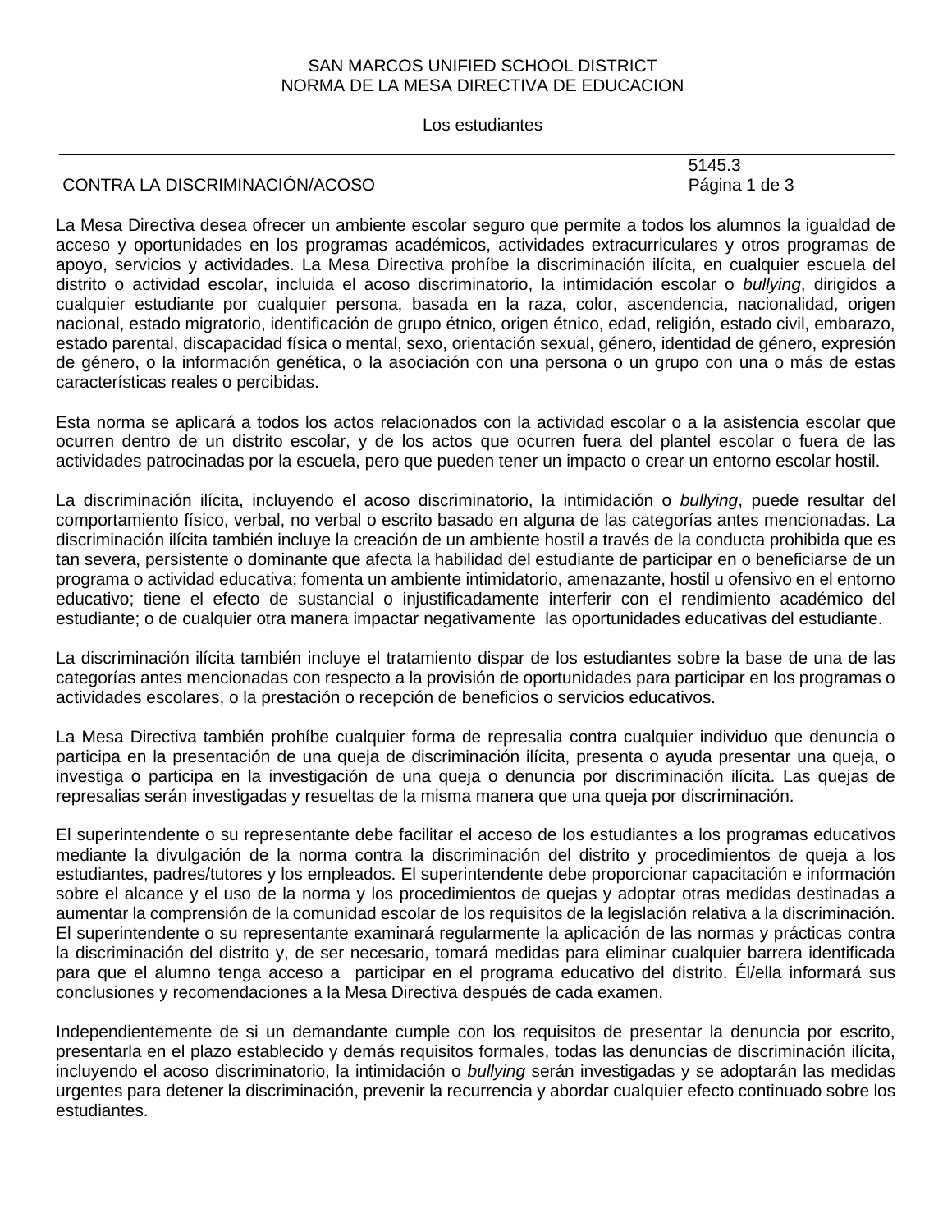SAN MARCOS UNIFIED SCHOOL DISTRICT
NORMA DE LA MESA DIRECTIVA DE EDUCACION

Los estudiantes

| CONTRA LA DISCRIMINACIÓN/ACOSO | 5145.3 |
| --- | --- |

La Mesa Directiva desea ofrecer un ambiente escolar seguro que permite a todos los alumnos la igualdad de acceso y oportunidades en los programas académicos, actividades extracurriculares y otros programas de apoyo, servicios y actividades. La Mesa Directiva prohíbe la discriminación ilícita, en cualquier escuela del distrito o actividad escolar, incluida el acoso discriminatorio, la intimidación escolar o *bullying*, dirigidos a cualquier estudiante por cualquier persona, basada en la raza, color, ascendencia, nacionalidad, origen nacional, estado migratorio, identificación de grupo étnico, origen étnico, edad, religión, estado civil, embarazo, estado parental, discapacidad física o mental, sexo, orientación sexual, género, identidad de género, expresión de género, o la información genética, o la asociación con una persona o un grupo con una o más de estas características reales o percibidas.

Esta norma se aplicará a todos los actos relacionados con la actividad escolar o a la asistencia escolar que ocurren dentro de un distrito escolar, y de los actos que ocurren fuera del plantel escolar o fuera de las actividades patrocinadas por la escuela, pero que pueden tener un impacto o crear un entorno escolar hostil.

La discriminación ilícita, incluyendo el acoso discriminatorio, la intimidación o *bullying*, puede resultar del comportamiento físico, verbal, no verbal o escrito basado en alguna de las categorías antes mencionadas. La discriminación ilícita también incluye la creación de un ambiente hostil a través de la conducta prohibida que es tan severa, persistente o dominante que afecta la habilidad del estudiante de participar en o beneficiarse de un programa o actividad educativa; fomenta un ambiente intimidatorio, amenazante, hostil u ofensivo en el entorno educativo; tiene el efecto de sustancial o injustificadamente interferir con el rendimiento académico del estudiante; o de cualquier otra manera impactar negativamente las oportunidades educativas del estudiante.

La discriminación ilícita también incluye el tratamiento dispar de los estudiantes sobre la base de una de las categorías antes mencionadas con respecto a la provisión de oportunidades para participar en los programas o actividades escolares, o la prestación o recepción de beneficios o servicios educativos.

La Mesa Directiva también prohíbe cualquier forma de represalia contra cualquier individuo que denuncia o participa en la presentación de una queja de discriminación ilícita, presenta o ayuda presentar una queja, o investiga o participa en la investigación de una queja o denuncia por discriminación ilícita. Las quejas de represalias serán investigadas y resueltas de la misma manera que una queja por discriminación.

El superintendente o su representante debe facilitar el acceso de los estudiantes a los programas educativos mediante la divulgación de la norma contra la discriminación del distrito y procedimientos de queja a los estudiantes, padres/tutores y los empleados. El superintendente debe proporcionar capacitación e información sobre el alcance y el uso de la norma y los procedimientos de quejas y adoptar otras medidas destinadas a aumentar la comprensión de la comunidad escolar de los requisitos de la legislación relativa a la discriminación. El superintendente o su representante examinará regularmente la aplicación de las normas y prácticas contra la discriminación del distrito y, de ser necesario, tomará medidas para eliminar cualquier barrera identificada para que el alumno tenga acceso a participar en el programa educativo del distrito. Él/ella informará sus conclusiones y recomendaciones a la Mesa Directiva después de cada examen.

Independientemente de si un demandante cumple con los requisitos de presentar la denuncia por escrito, presentarla en el plazo establecido y demás requisitos formales, todas las denuncias de discriminación ilícita, incluyendo el acoso discriminatorio, la intimidación o *bullying* serán investigadas y se adoptarán las medidas urgentes para detener la discriminación, prevenir la recurrencia y abordar cualquier efecto continuado sobre los estudiantes.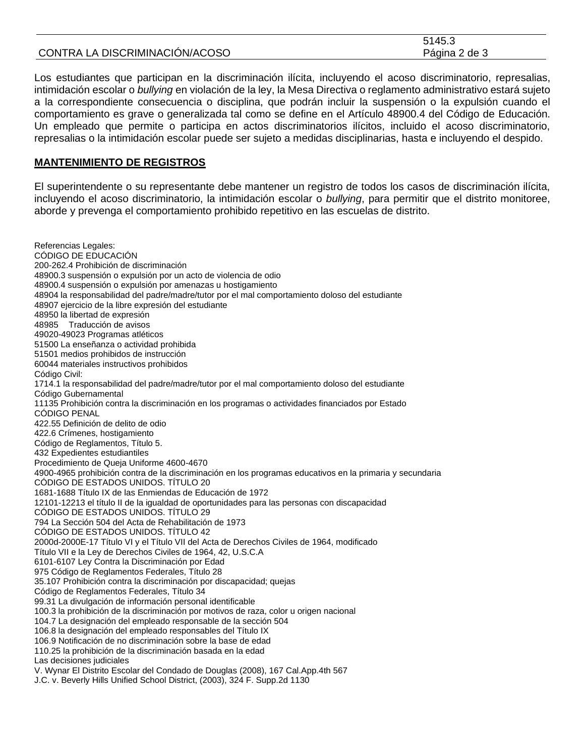Los estudiantes que participan en la discriminación ilícita, incluyendo el acoso discriminatorio, represalias, intimidación escolar o *bullying* en violación de la ley, la Mesa Directiva o reglamento administrativo estará sujeto a la correspondiente consecuencia o disciplina, que podrán incluir la suspensión o la expulsión cuando el comportamiento es grave o generalizada tal como se define en el Artículo 48900.4 del Código de Educación. Un empleado que permite o participa en actos discriminatorios ilícitos, incluido el acoso discriminatorio, represalias o la intimidación escolar puede ser sujeto a medidas disciplinarias, hasta e incluyendo el despido.

## MANTENIMIENTO DE REGISTROS

El superintendente o su representante debe mantener un registro de todos los casos de discriminación ilícita, incluyendo el acoso discriminatorio, la intimidación escolar o *bullying*, para permitir que el distrito monitoree, aborde y prevenga el comportamiento prohibido repetitivo en las escuelas de distrito.

Referencias Legales:
CÓDIGO DE EDUCACIÓN
200-262.4 Prohibición de discriminación
48900.3 suspensión o expulsión por un acto de violencia de odio
48900.4 suspensión o expulsión por amenazas u hostigamiento
48904 la responsabilidad del padre/madre/tutor por el mal comportamiento doloso del estudiante
48907 ejercicio de la libre expresión del estudiante
48950 la libertad de expresión
48985 Traducción de avisos
49020-49023 Programas atléticos
51500 La enseñanza o actividad prohibida
51501 medios prohibidos de instrucción
60044 materiales instructivos prohibidos
Código Civil:
1714.1 la responsabilidad del padre/madre/tutor por el mal comportamiento doloso del estudiante
Código Gubernamental
11135 Prohibición contra la discriminación en los programas o actividades financiados por Estado
CÓDIGO PENAL
422.55 Definición de delito de odio
422.6 Crímenes, hostigamiento
Código de Reglamentos, Título 5.
432 Expedientes estudiantiles
Procedimiento de Queja Uniforme 4600-4670
4900-4965 prohibición contra de la discriminación en los programas educativos en la primaria y secundaria
CÓDIGO DE ESTADOS UNIDOS. TÍTULO 20
1681-1688 Título IX de las Enmiendas de Educación de 1972
12101-12213 el título II de la igualdad de oportunidades para las personas con discapacidad
CÓDIGO DE ESTADOS UNIDOS. TÍTULO 29
794 La Sección 504 del Acta de Rehabilitación de 1973
CÓDIGO DE ESTADOS UNIDOS. TÍTULO 42
2000d-2000E-17 Título VI y el Título VII del Acta de Derechos Civiles de 1964, modificado
Título VII e la Ley de Derechos Civiles de 1964, 42, U.S.C.A
6101-6107 Ley Contra la Discriminación por Edad
975 Código de Reglamentos Federales, Título 28
35.107 Prohibición contra la discriminación por discapacidad; quejas
Código de Reglamentos Federales, Título 34
99.31 La divulgación de información personal identificable
100.3 la prohibición de la discriminación por motivos de raza, color u origen nacional
104.7 La designación del empleado responsable de la sección 504
106.8 la designación del empleado responsables del Título IX
106.9 Notificación de no discriminación sobre la base de edad
110.25 la prohibición de la discriminación basada en la edad
Las decisiones judiciales
V. Wynar El Distrito Escolar del Condado de Douglas (2008), 167 Cal.App.4th 567
J.C. v. Beverly Hills Unified School District, (2003), 324 F. Supp.2d 1130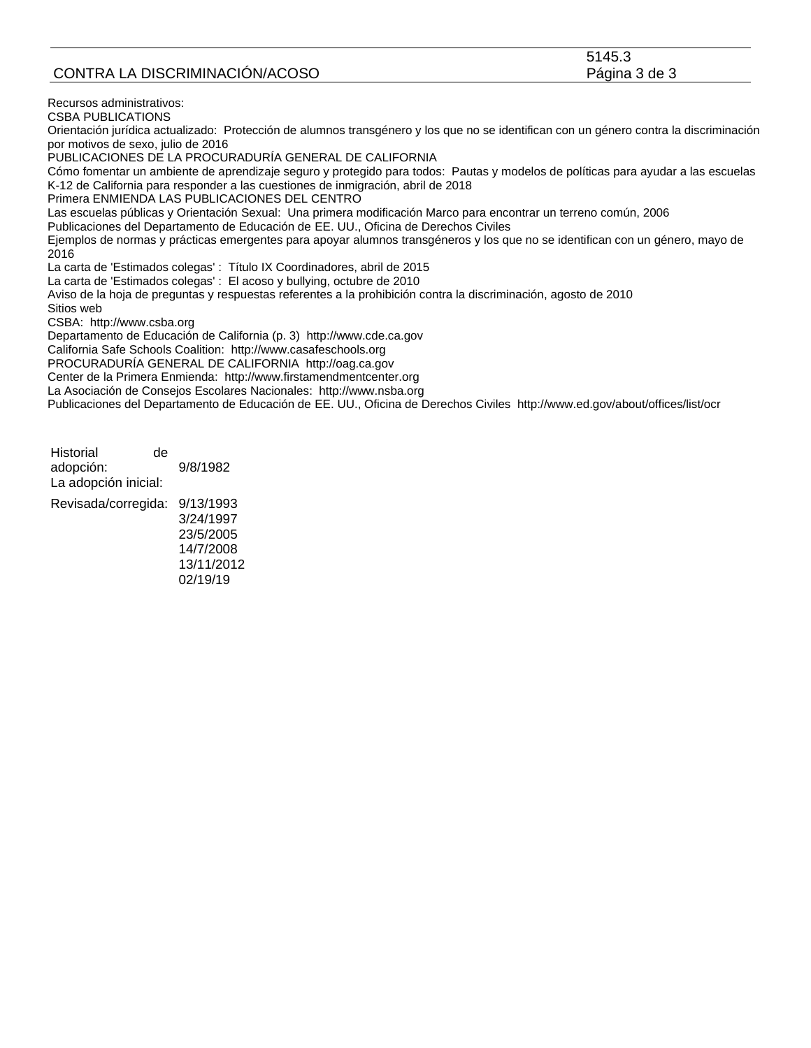Recursos administrativos:

CSBA PUBLICATIONS

Orientación jurídica actualizado: Protección de alumnos transgénero y los que no se identifican con un género contra la discriminación por motivos de sexo, julio de 2016

PUBLICACIONES DE LA PROCURADURÍA GENERAL DE CALIFORNIA

Cómo fomentar un ambiente de aprendizaje seguro y protegido para todos: Pautas y modelos de políticas para ayudar a las escuelas K-12 de California para responder a las cuestiones de inmigración, abril de 2018

Primera ENMIENDA LAS PUBLICACIONES DEL CENTRO

Las escuelas públicas y Orientación Sexual: Una primera modificación Marco para encontrar un terreno común, 2006

Publicaciones del Departamento de Educación de EE. UU., Oficina de Derechos Civiles

Ejemplos de normas y prácticas emergentes para apoyar alumnos transgéneros y los que no se identifican con un género, mayo de 2016

La carta de 'Estimados colegas' : Título IX Coordinadores, abril de 2015

La carta de 'Estimados colegas' : El acoso y bullying, octubre de 2010

Aviso de la hoja de preguntas y respuestas referentes a la prohibición contra la discriminación, agosto de 2010

Sitios web

CSBA: http://www.csba.org

Departamento de Educación de California (p. 3) http://www.cde.ca.gov

California Safe Schools Coalition: http://www.casafeschools.org

PROCURADURÍA GENERAL DE CALIFORNIA http://oag.ca.gov

Center de la Primera Enmienda: http://www.firstamendmentcenter.org

La Asociación de Consejos Escolares Nacionales: http://www.nsba.org

Publicaciones del Departamento de Educación de EE. UU., Oficina de Derechos Civiles http://www.ed.gov/about/offices/list/ocr

| | |
|---|---|
| Historial de adopción: La adopción inicial: | 9/8/1982 |
| Revisada/corregida: | 9/13/1993<br>3/24/1997<br>23/5/2005<br>14/7/2008<br>13/11/2012<br>02/19/19 |